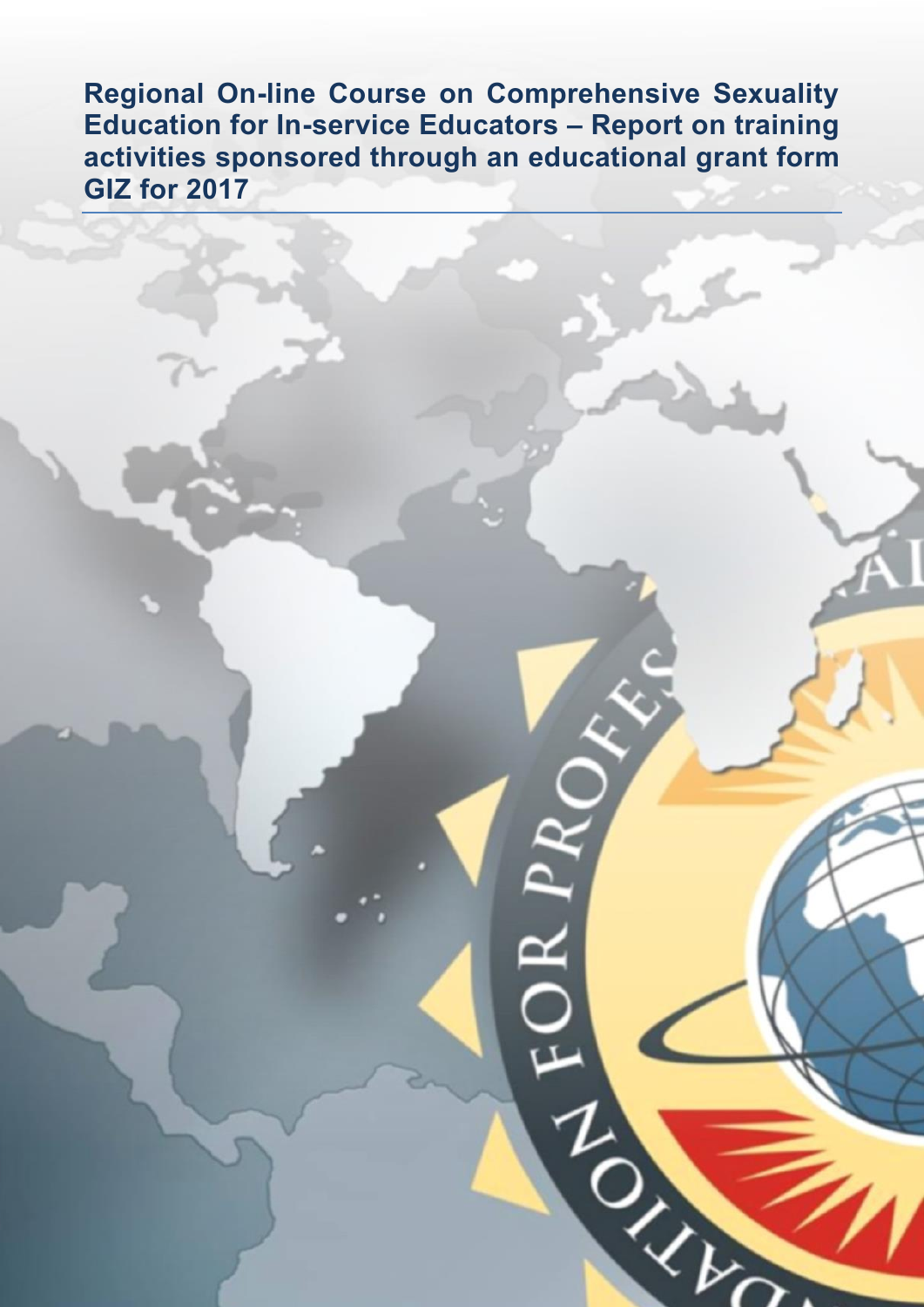# Regional On-line Course on Comprehensive Sexuality Education for In-service Educators – Report on training activities sponsored through an educational grant form GIZ for 2017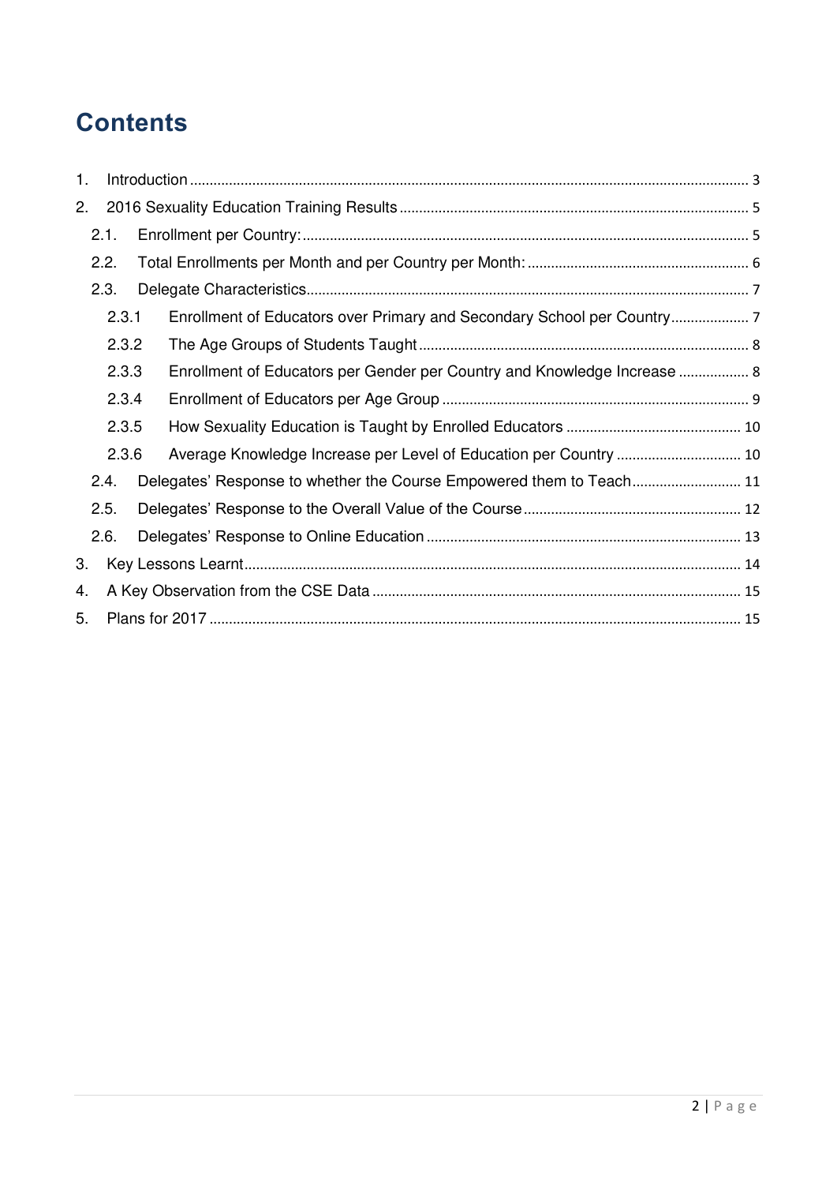# Contents

1. Introduction ... 3
2. 2016 Sexuality Education Training Results ... 5
   - 2.1. Enrollment per Country: ... 5
   - 2.2. Total Enrollments per Month and per Country per Month: ... 6
   - 2.3. Delegate Characteristics ... 7
     - 2.3.1 Enrollment of Educators over Primary and Secondary School per Country ... 7
     - 2.3.2 The Age Groups of Students Taught ... 8
     - 2.3.3 Enrollment of Educators per Gender per Country and Knowledge Increase ... 8
     - 2.3.4 Enrollment of Educators per Age Group ... 9
     - 2.3.5 How Sexuality Education is Taught by Enrolled Educators ... 10
     - 2.3.6 Average Knowledge Increase per Level of Education per Country ... 10
   - 2.4. Delegates' Response to whether the Course Empowered them to Teach ... 11
   - 2.5. Delegates' Response to the Overall Value of the Course ... 12
   - 2.6. Delegates' Response to Online Education ... 13
3. Key Lessons Learnt ... 14
4. A Key Observation from the CSE Data ... 15
5. Plans for 2017 ... 15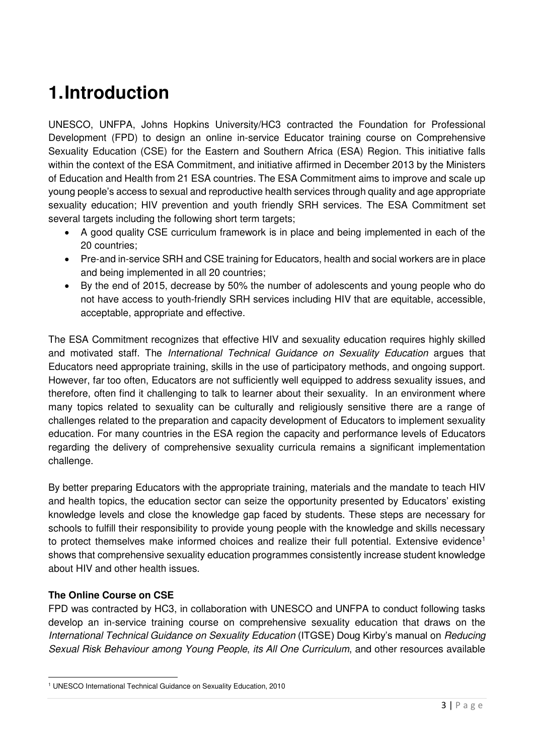# 1. Introduction

UNESCO, UNFPA, Johns Hopkins University/HC3 contracted the Foundation for Professional Development (FPD) to design an online in-service Educator training course on Comprehensive Sexuality Education (CSE) for the Eastern and Southern Africa (ESA) Region. This initiative falls within the context of the ESA Commitment, and initiative affirmed in December 2013 by the Ministers of Education and Health from 21 ESA countries. The ESA Commitment aims to improve and scale up young people's access to sexual and reproductive health services through quality and age appropriate sexuality education; HIV prevention and youth friendly SRH services. The ESA Commitment set several targets including the following short term targets;

- A good quality CSE curriculum framework is in place and being implemented in each of the 20 countries;
- Pre-and in-service SRH and CSE training for Educators, health and social workers are in place and being implemented in all 20 countries;
- By the end of 2015, decrease by 50% the number of adolescents and young people who do not have access to youth-friendly SRH services including HIV that are equitable, accessible, acceptable, appropriate and effective.

The ESA Commitment recognizes that effective HIV and sexuality education requires highly skilled and motivated staff. The *International Technical Guidance on Sexuality Education* argues that Educators need appropriate training, skills in the use of participatory methods, and ongoing support. However, far too often, Educators are not sufficiently well equipped to address sexuality issues, and therefore, often find it challenging to talk to learner about their sexuality. In an environment where many topics related to sexuality can be culturally and religiously sensitive there are a range of challenges related to the preparation and capacity development of Educators to implement sexuality education. For many countries in the ESA region the capacity and performance levels of Educators regarding the delivery of comprehensive sexuality curricula remains a significant implementation challenge.

By better preparing Educators with the appropriate training, materials and the mandate to teach HIV and health topics, the education sector can seize the opportunity presented by Educators' existing knowledge levels and close the knowledge gap faced by students. These steps are necessary for schools to fulfill their responsibility to provide young people with the knowledge and skills necessary to protect themselves make informed choices and realize their full potential. Extensive evidence[1] shows that comprehensive sexuality education programmes consistently increase student knowledge about HIV and other health issues.

**The Online Course on CSE**

FPD was contracted by HC3, in collaboration with UNESCO and UNFPA to conduct following tasks develop an in-service training course on comprehensive sexuality education that draws on the *International Technical Guidance on Sexuality Education* (ITGSE) Doug Kirby's manual on *Reducing Sexual Risk Behaviour among Young People*, *its All One Curriculum*, and other resources available

[1] UNESCO International Technical Guidance on Sexuality Education, 2010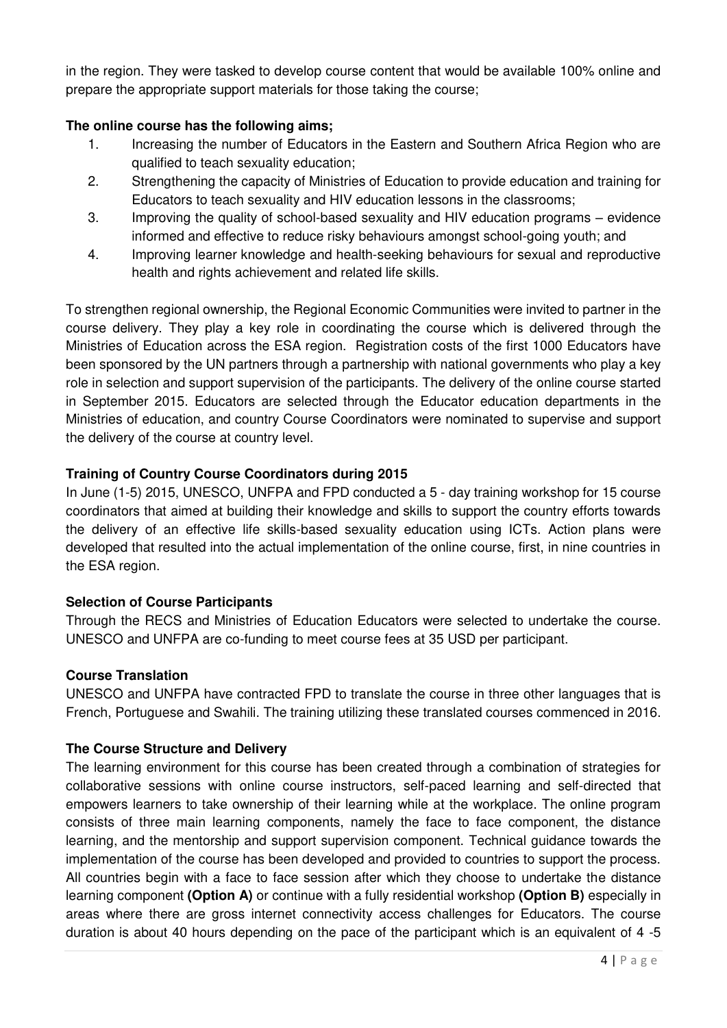in the region. They were tasked to develop course content that would be available 100% online and prepare the appropriate support materials for those taking the course;

**The online course has the following aims;**

1. Increasing the number of Educators in the Eastern and Southern Africa Region who are qualified to teach sexuality education;
2. Strengthening the capacity of Ministries of Education to provide education and training for Educators to teach sexuality and HIV education lessons in the classrooms;
3. Improving the quality of school-based sexuality and HIV education programs – evidence informed and effective to reduce risky behaviours amongst school-going youth; and
4. Improving learner knowledge and health-seeking behaviours for sexual and reproductive health and rights achievement and related life skills.

To strengthen regional ownership, the Regional Economic Communities were invited to partner in the course delivery. They play a key role in coordinating the course which is delivered through the Ministries of Education across the ESA region. Registration costs of the first 1000 Educators have been sponsored by the UN partners through a partnership with national governments who play a key role in selection and support supervision of the participants. The delivery of the online course started in September 2015. Educators are selected through the Educator education departments in the Ministries of education, and country Course Coordinators were nominated to supervise and support the delivery of the course at country level.

**Training of Country Course Coordinators during 2015**

In June (1-5) 2015, UNESCO, UNFPA and FPD conducted a 5 - day training workshop for 15 course coordinators that aimed at building their knowledge and skills to support the country efforts towards the delivery of an effective life skills-based sexuality education using ICTs. Action plans were developed that resulted into the actual implementation of the online course, first, in nine countries in the ESA region.

**Selection of Course Participants**

Through the RECS and Ministries of Education Educators were selected to undertake the course. UNESCO and UNFPA are co-funding to meet course fees at 35 USD per participant.

**Course Translation**

UNESCO and UNFPA have contracted FPD to translate the course in three other languages that is French, Portuguese and Swahili. The training utilizing these translated courses commenced in 2016.

**The Course Structure and Delivery**

The learning environment for this course has been created through a combination of strategies for collaborative sessions with online course instructors, self-paced learning and self-directed that empowers learners to take ownership of their learning while at the workplace. The online program consists of three main learning components, namely the face to face component, the distance learning, and the mentorship and support supervision component. Technical guidance towards the implementation of the course has been developed and provided to countries to support the process. All countries begin with a face to face session after which they choose to undertake the distance learning component **(Option A)** or continue with a fully residential workshop **(Option B)** especially in areas where there are gross internet connectivity access challenges for Educators. The course duration is about 40 hours depending on the pace of the participant which is an equivalent of 4 -5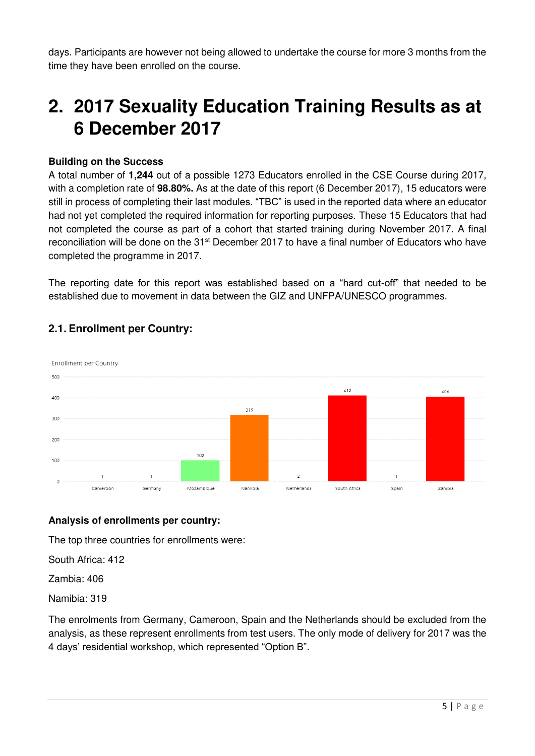days. Participants are however not being allowed to undertake the course for more 3 months from the time they have been enrolled on the course.

# 2. 2017 Sexuality Education Training Results as at 6 December 2017

**Building on the Success**

A total number of **1,244** out of a possible 1273 Educators enrolled in the CSE Course during 2017, with a completion rate of **98.80%.** As at the date of this report (6 December 2017), 15 educators were still in process of completing their last modules. "TBC" is used in the reported data where an educator had not yet completed the required information for reporting purposes. These 15 Educators that had not completed the course as part of a cohort that started training during November 2017. A final reconciliation will be done on the 31st December 2017 to have a final number of Educators who have completed the programme in 2017.

The reporting date for this report was established based on a "hard cut-off" that needed to be established due to movement in data between the GIZ and UNFPA/UNESCO programmes.

## 2.1. Enrollment per Country:

Enrollment per Country

| Country | Enrollment |
|---|---|
| Cameroon | 1 |
| Germany | 1 |
| Mozambique | 102 |
| Namibia | 319 |
| Netherlands | 2 |
| South Africa | 412 |
| Spain | 1 |
| Zambia | 406 |

**Analysis of enrollments per country:**

The top three countries for enrollments were:

South Africa: 412

Zambia: 406

Namibia: 319

The enrolments from Germany, Cameroon, Spain and the Netherlands should be excluded from the analysis, as these represent enrollments from test users. The only mode of delivery for 2017 was the 4 days' residential workshop, which represented "Option B".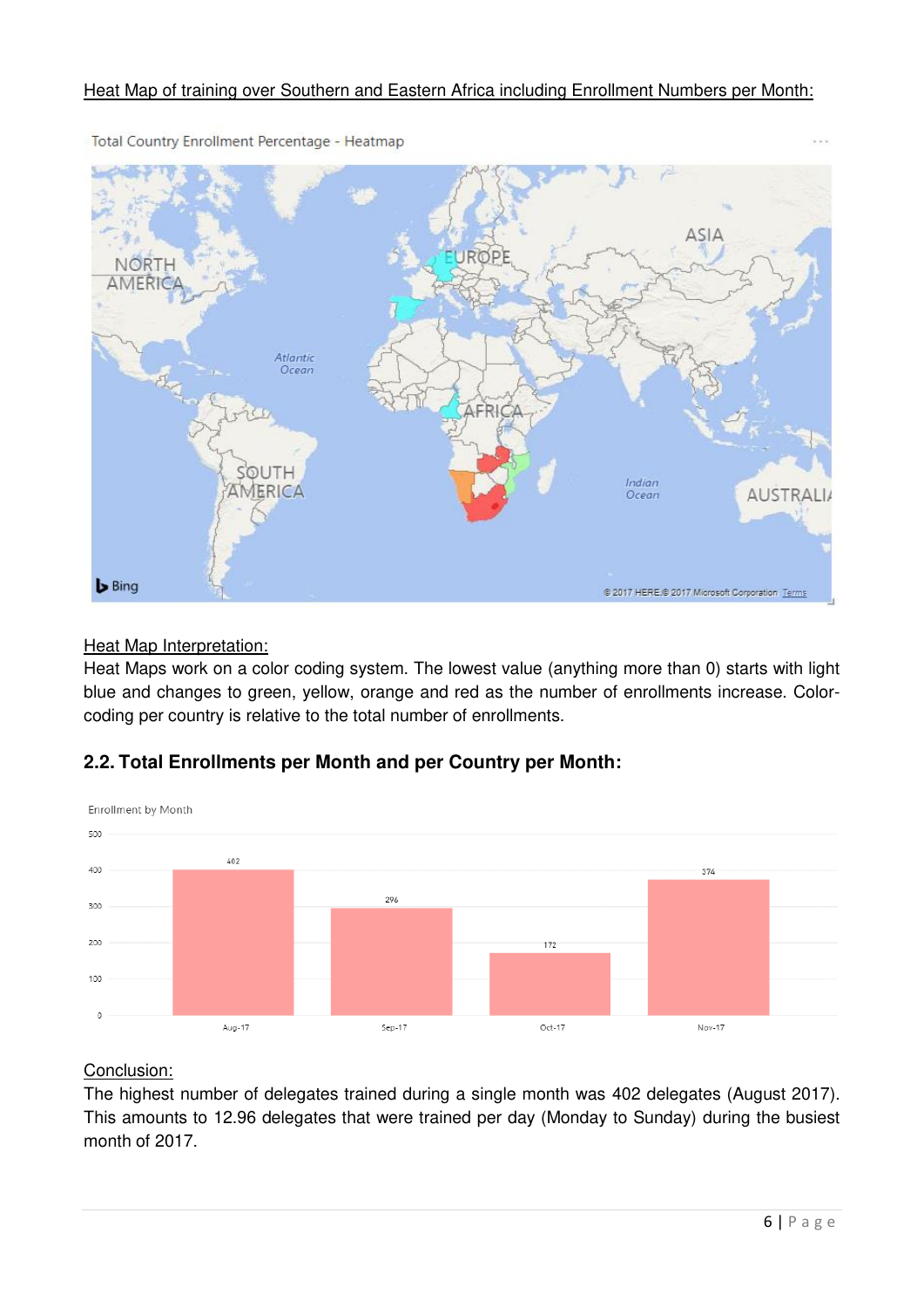Heat Map of training over Southern and Eastern Africa including Enrollment Numbers per Month:

Heat Map Interpretation:

Heat Maps work on a color coding system. The lowest value (anything more than 0) starts with light blue and changes to green, yellow, orange and red as the number of enrollments increase. Color-coding per country is relative to the total number of enrollments.

## 2.2. Total Enrollments per Month and per Country per Month:

Conclusion:

The highest number of delegates trained during a single month was 402 delegates (August 2017). This amounts to 12.96 delegates that were trained per day (Monday to Sunday) during the busiest month of 2017.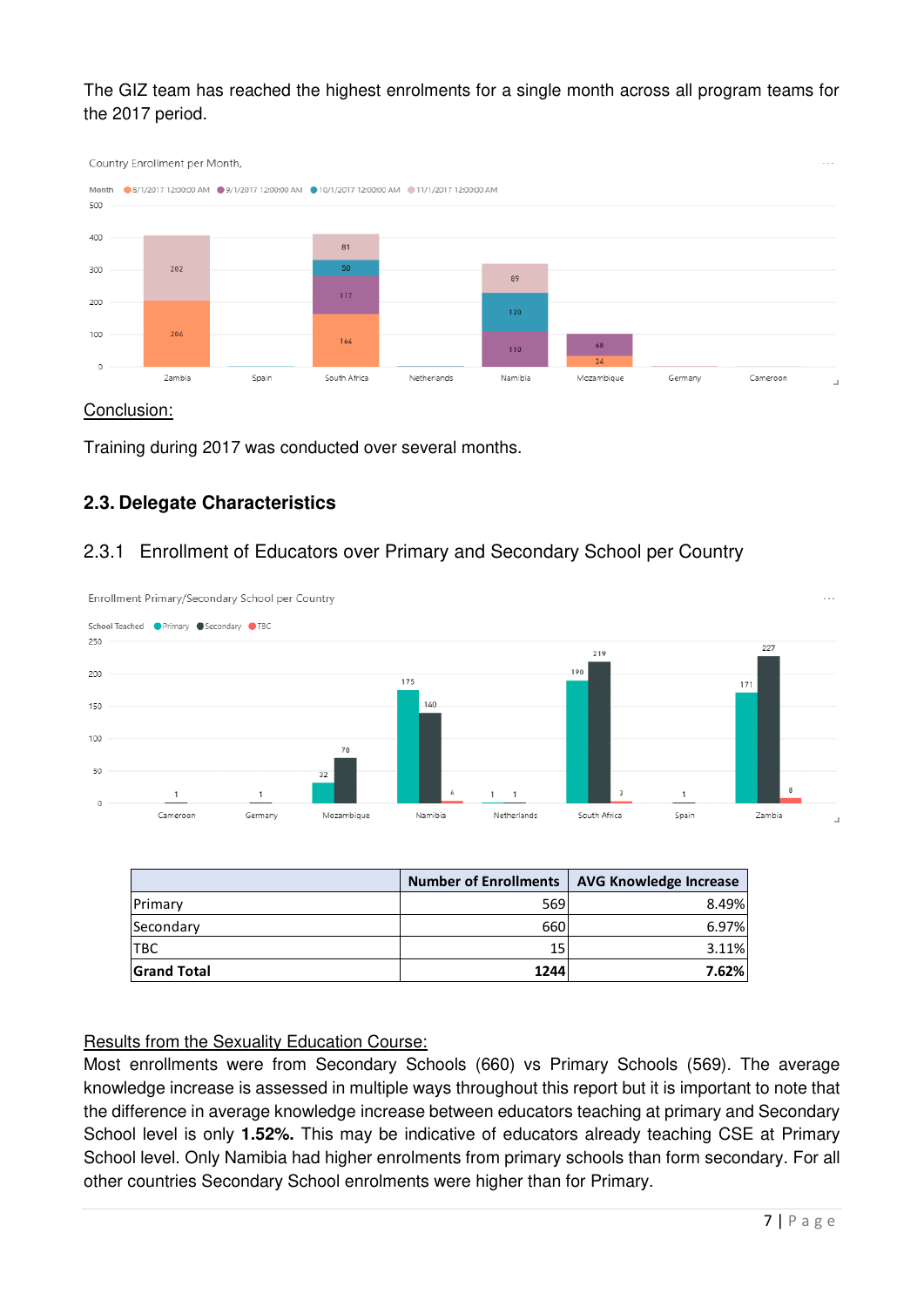The GIZ team has reached the highest enrolments for a single month across all program teams for the 2017 period.

Conclusion:

Training during 2017 was conducted over several months.

### 2.3. Delegate Characteristics

#### 2.3.1 Enrollment of Educators over Primary and Secondary School per Country

| | Number of Enrollments | AVG Knowledge Increase |
|---|---|---|
| Primary | 569 | 8.49% |
| Secondary | 660 | 6.97% |
| TBC | 15 | 3.11% |
| **Grand Total** | **1244** | **7.62%** |

Results from the Sexuality Education Course:

Most enrollments were from Secondary Schools (660) vs Primary Schools (569). The average knowledge increase is assessed in multiple ways throughout this report but it is important to note that the difference in average knowledge increase between educators teaching at primary and Secondary School level is only **1.52%.** This may be indicative of educators already teaching CSE at Primary School level. Only Namibia had higher enrolments from primary schools than form secondary. For all other countries Secondary School enrolments were higher than for Primary.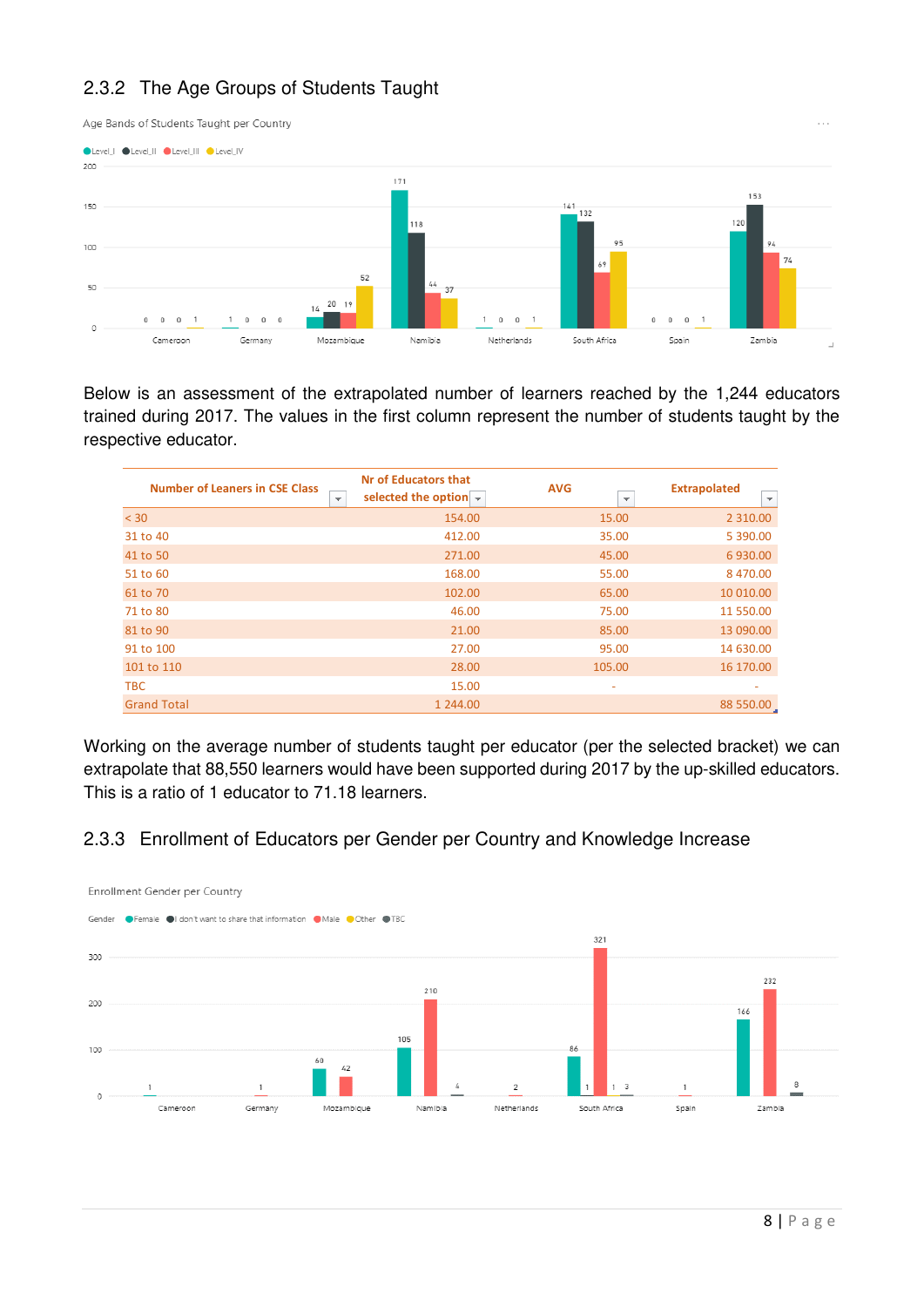### 2.3.2 The Age Groups of Students Taught

Below is an assessment of the extrapolated number of learners reached by the 1,244 educators trained during 2017. The values in the first column represent the number of students taught by the respective educator.

| Number of Leaners in CSE Class | Nr of Educators that selected the option | AVG | Extrapolated |
|---|---|---|---|
| < 30 | 154.00 | 15.00 | 2 310.00 |
| 31 to 40 | 412.00 | 35.00 | 5 390.00 |
| 41 to 50 | 271.00 | 45.00 | 6 930.00 |
| 51 to 60 | 168.00 | 55.00 | 8 470.00 |
| 61 to 70 | 102.00 | 65.00 | 10 010.00 |
| 71 to 80 | 46.00 | 75.00 | 11 550.00 |
| 81 to 90 | 21.00 | 85.00 | 13 090.00 |
| 91 to 100 | 27.00 | 95.00 | 14 630.00 |
| 101 to 110 | 28.00 | 105.00 | 16 170.00 |
| TBC | 15.00 | - | - |
| Grand Total | 1 244.00 | | 88 550.00 |

Working on the average number of students taught per educator (per the selected bracket) we can extrapolate that 88,550 learners would have been supported during 2017 by the up-skilled educators. This is a ratio of 1 educator to 71.18 learners.

### 2.3.3 Enrollment of Educators per Gender per Country and Knowledge Increase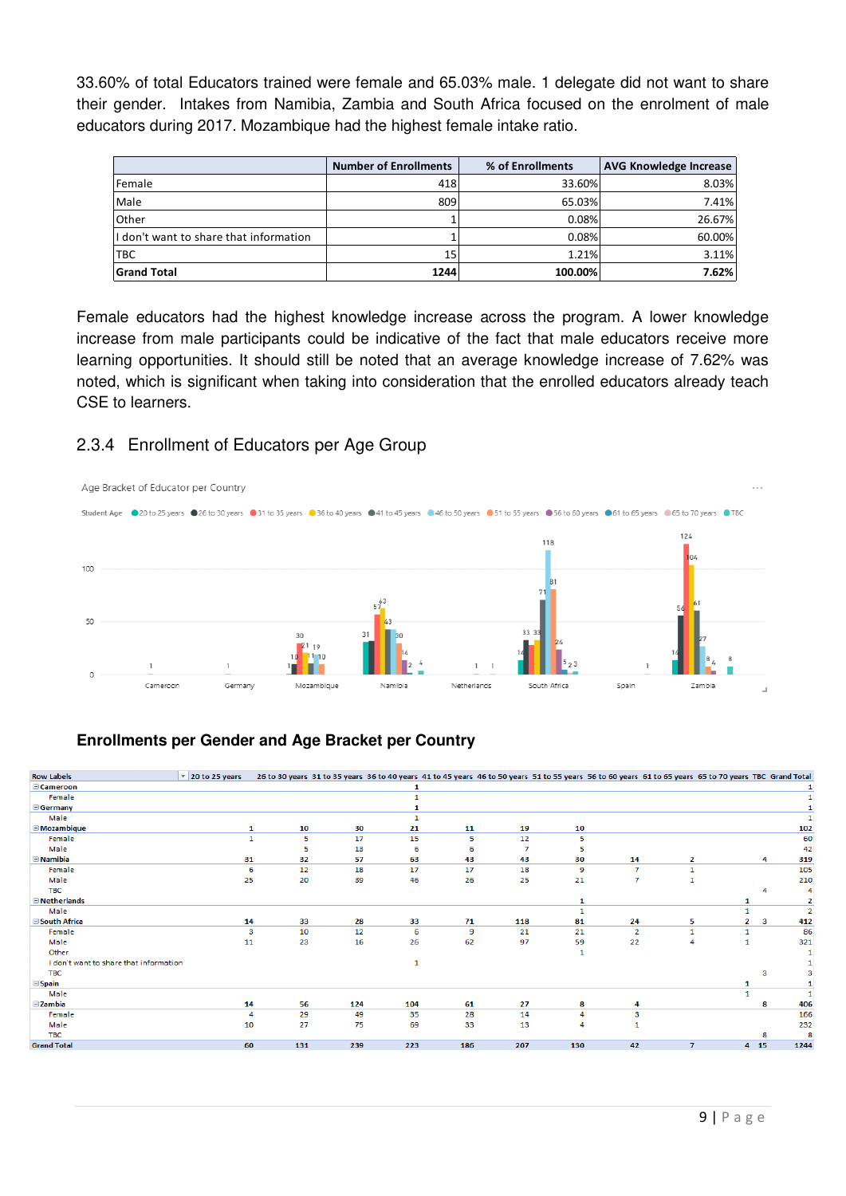33.60% of total Educators trained were female and 65.03% male. 1 delegate did not want to share their gender. Intakes from Namibia, Zambia and South Africa focused on the enrolment of male educators during 2017. Mozambique had the highest female intake ratio.

| | Number of Enrollments | % of Enrollments | AVG Knowledge Increase |
|---|---|---|---|
| Female | 418 | 33.60% | 8.03% |
| Male | 809 | 65.03% | 7.41% |
| Other | 1 | 0.08% | 26.67% |
| I don't want to share that information | 1 | 0.08% | 60.00% |
| TBC | 15 | 1.21% | 3.11% |
| **Grand Total** | **1244** | **100.00%** | **7.62%** |

Female educators had the highest knowledge increase across the program. A lower knowledge increase from male participants could be indicative of the fact that male educators receive more learning opportunities. It should still be noted that an average knowledge increase of 7.62% was noted, which is significant when taking into consideration that the enrolled educators already teach CSE to learners.

## 2.3.4 Enrollment of Educators per Age Group

Age Bracket of Educator per Country

### Enrollments per Gender and Age Bracket per Country

| Row Labels | 20 to 25 years | 26 to 30 years | 31 to 35 years | 36 to 40 years | 41 to 45 years | 46 to 50 years | 51 to 55 years | 56 to 60 years | 61 to 65 years | 65 to 70 years | TBC | Grand Total |
|---|---|---|---|---|---|---|---|---|---|---|---|---|
| **Cameroon** | | | | 1 | | | | | | | | 1 |
| Female | | | | 1 | | | | | | | | 1 |
| **Germany** | | | | 1 | | | | | | | | 1 |
| Male | | | | 1 | | | | | | | | 1 |
| **Mozambique** | 1 | 10 | 30 | 21 | 11 | 19 | 10 | | | | | 102 |
| Female | 1 | 5 | 17 | 15 | 5 | 12 | 5 | | | | | 60 |
| Male | | 5 | 13 | 6 | 6 | 7 | 5 | | | | | 42 |
| **Namibia** | 31 | 32 | 57 | 63 | 43 | 43 | 30 | 14 | 2 | | 4 | 319 |
| Female | 6 | 12 | 18 | 17 | 17 | 18 | 9 | 7 | 1 | | | 105 |
| Male | 25 | 20 | 39 | 46 | 26 | 25 | 21 | 7 | 1 | | | 210 |
| TBC | | | | | | | | | | | 4 | 4 |
| **Netherlands** | | | | | | | 1 | | | 1 | | 2 |
| Male | | | | | | | 1 | | | 1 | | 2 |
| **South Africa** | 14 | 33 | 28 | 33 | 71 | 118 | 81 | 24 | 5 | 2 | 3 | 412 |
| Female | 3 | 10 | 12 | 6 | 9 | 21 | 21 | 2 | 1 | 1 | | 86 |
| Male | 11 | 23 | 16 | 26 | 62 | 97 | 59 | 22 | 4 | 1 | | 321 |
| Other | | | | | | | 1 | | | | | 1 |
| I don't want to share that information | | | | 1 | | | | | | | | 1 |
| TBC | | | | | | | | | | | 3 | 3 |
| **Spain** | | | | | | | | | | 1 | | 1 |
| Male | | | | | | | | | | 1 | | 1 |
| **Zambia** | 14 | 56 | 124 | 104 | 61 | 27 | 8 | 4 | | | 8 | 406 |
| Female | 4 | 29 | 49 | 35 | 28 | 14 | 4 | 3 | | | | 166 |
| Male | 10 | 27 | 75 | 69 | 33 | 13 | 4 | 1 | | | | 232 |
| TBC | | | | | | | | | | | 8 | 8 |
| **Grand Total** | 60 | 131 | 239 | 223 | 186 | 207 | 130 | 42 | 7 | 4 | 15 | 1244 |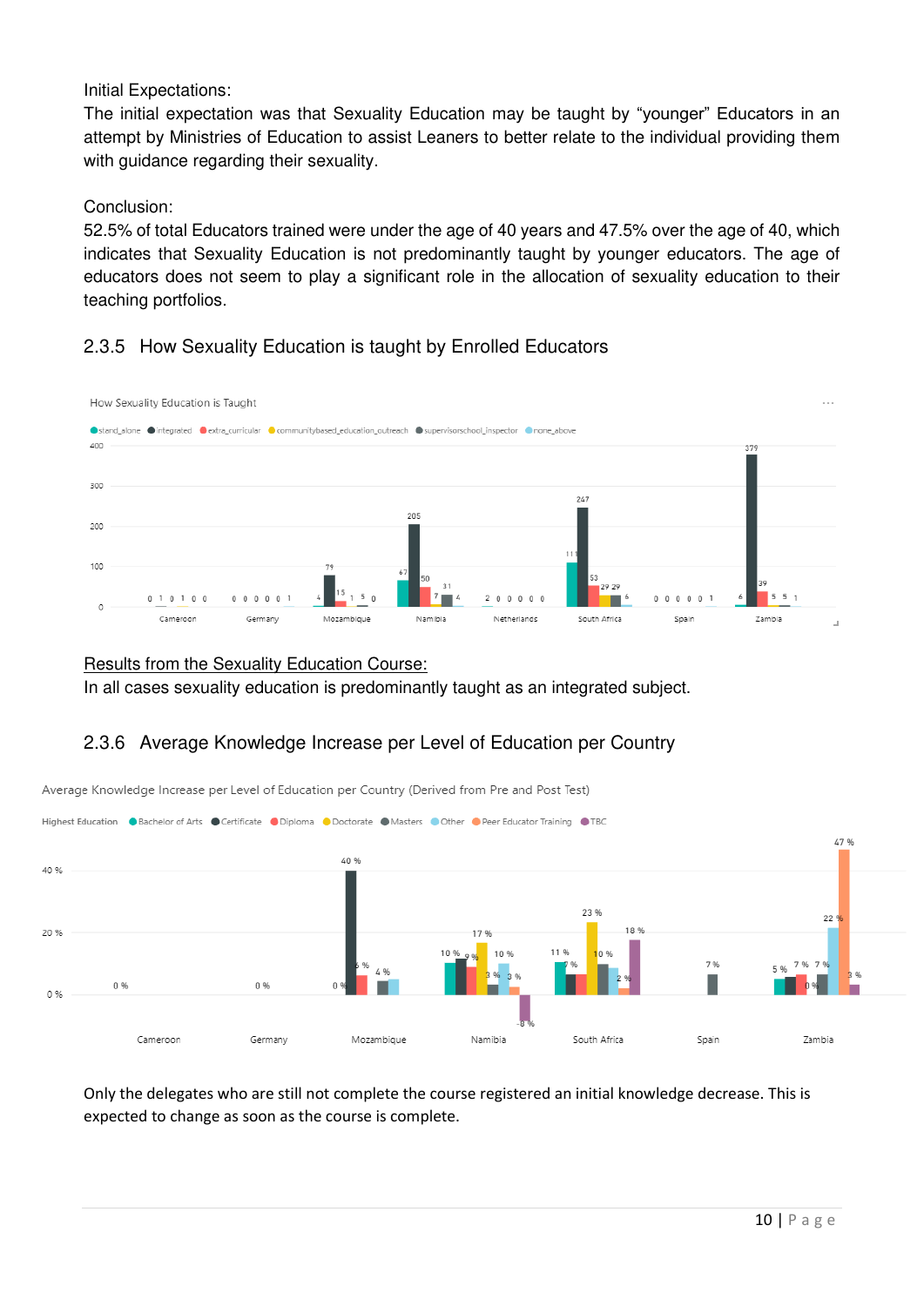Initial Expectations:

The initial expectation was that Sexuality Education may be taught by "younger" Educators in an attempt by Ministries of Education to assist Leaners to better relate to the individual providing them with guidance regarding their sexuality.

Conclusion:

52.5% of total Educators trained were under the age of 40 years and 47.5% over the age of 40, which indicates that Sexuality Education is not predominantly taught by younger educators. The age of educators does not seem to play a significant role in the allocation of sexuality education to their teaching portfolios.

### 2.3.5 How Sexuality Education is taught by Enrolled Educators

How Sexuality Education is Taught

| Country | stand_alone | integrated | extra_curricular | communitybased_education_outreach | supervisorschool_inspector | none_above |
|---|---|---|---|---|---|---|
| Cameroon | 0 | 1 | 0 | 1 | 0 | 0 |
| Germany | 0 | 0 | 0 | 0 | 0 | 1 |
| Mozambique | 4 | 79 | 15 | 1 | 5 | 0 |
| Namibia | 67 | 205 | 50 | 7 | 31 | 4 |
| Netherlands | 2 | 0 | 0 | 0 | 0 | 0 |
| South Africa | 111 | 247 | 53 | 29 | 29 | 6 |
| Spain | 0 | 0 | 0 | 0 | 0 | 1 |
| Zambia | 6 | 379 | 39 | 5 | 5 | 1 |

<u>Results from the Sexuality Education Course:</u>

In all cases sexuality education is predominantly taught as an integrated subject.

### 2.3.6 Average Knowledge Increase per Level of Education per Country

Average Knowledge Increase per Level of Education per Country (Derived from Pre and Post Test)

Highest Education: Bachelor of Arts, Certificate, Diploma, Doctorate, Masters, Other, Peer Educator Training, TBC

| Country | Values shown |
|---|---|
| Cameroon | 0 % |
| Germany | 0 % |
| Mozambique | 0 %, 40 %, 6 %, 4 % |
| Namibia | 10 %, 9 %, 17 %, 3 %, 10 %, 3 %, -8 % |
| South Africa | 11 %, 7 %, 23 %, 10 %, 2 %, 18 % |
| Spain | 7 % |
| Zambia | 5 %, 7 %, 7 %, 0 %, 22 %, 47 %, 3 % |

Only the delegates who are still not complete the course registered an initial knowledge decrease. This is expected to change as soon as the course is complete.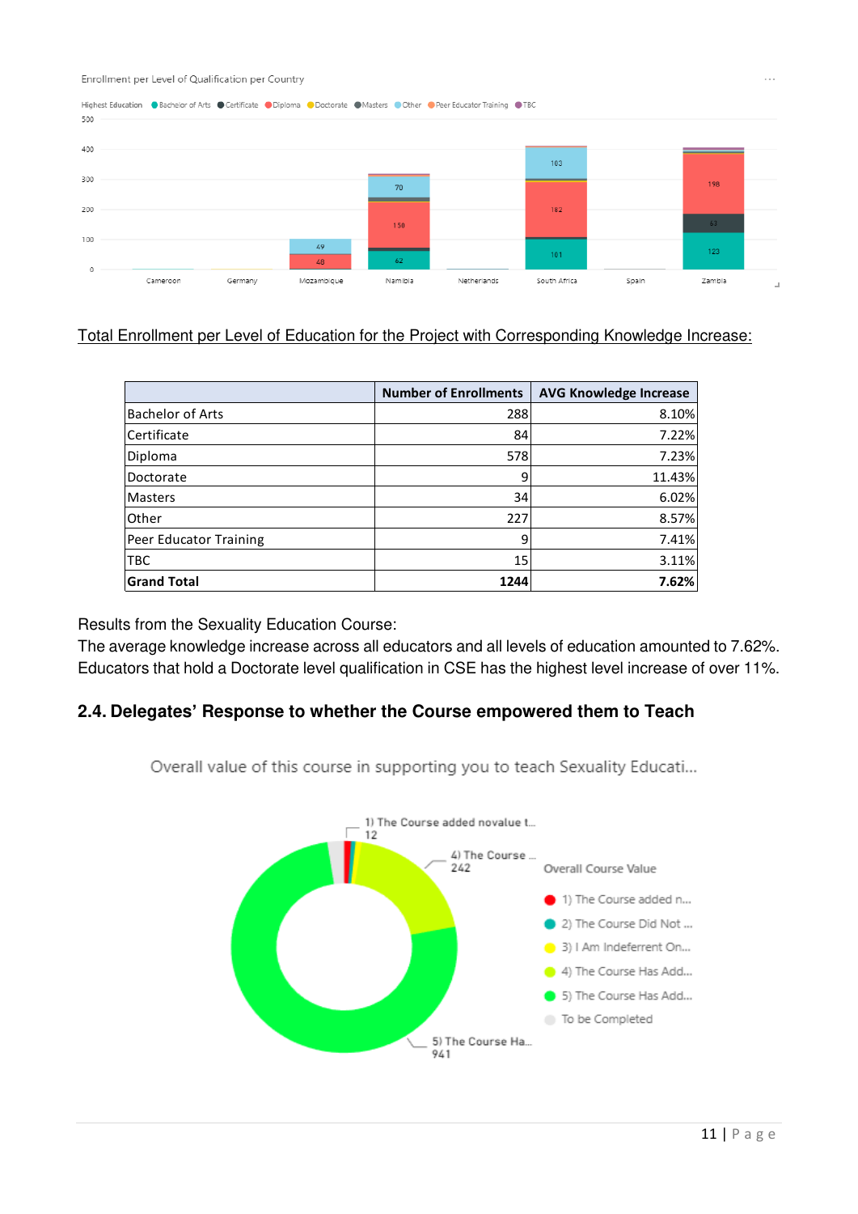Enrollment per Level of Qualification per Country

Total Enrollment per Level of Education for the Project with Corresponding Knowledge Increase:

| | Number of Enrollments | AVG Knowledge Increase |
|---|---|---|
| Bachelor of Arts | 288 | 8.10% |
| Certificate | 84 | 7.22% |
| Diploma | 578 | 7.23% |
| Doctorate | 9 | 11.43% |
| Masters | 34 | 6.02% |
| Other | 227 | 8.57% |
| Peer Educator Training | 9 | 7.41% |
| TBC | 15 | 3.11% |
| **Grand Total** | **1244** | **7.62%** |

Results from the Sexuality Education Course:
The average knowledge increase across all educators and all levels of education amounted to 7.62%. Educators that hold a Doctorate level qualification in CSE has the highest level increase of over 11%.

### 2.4. Delegates' Response to whether the Course empowered them to Teach

Overall value of this course in supporting you to teach Sexuality Educati...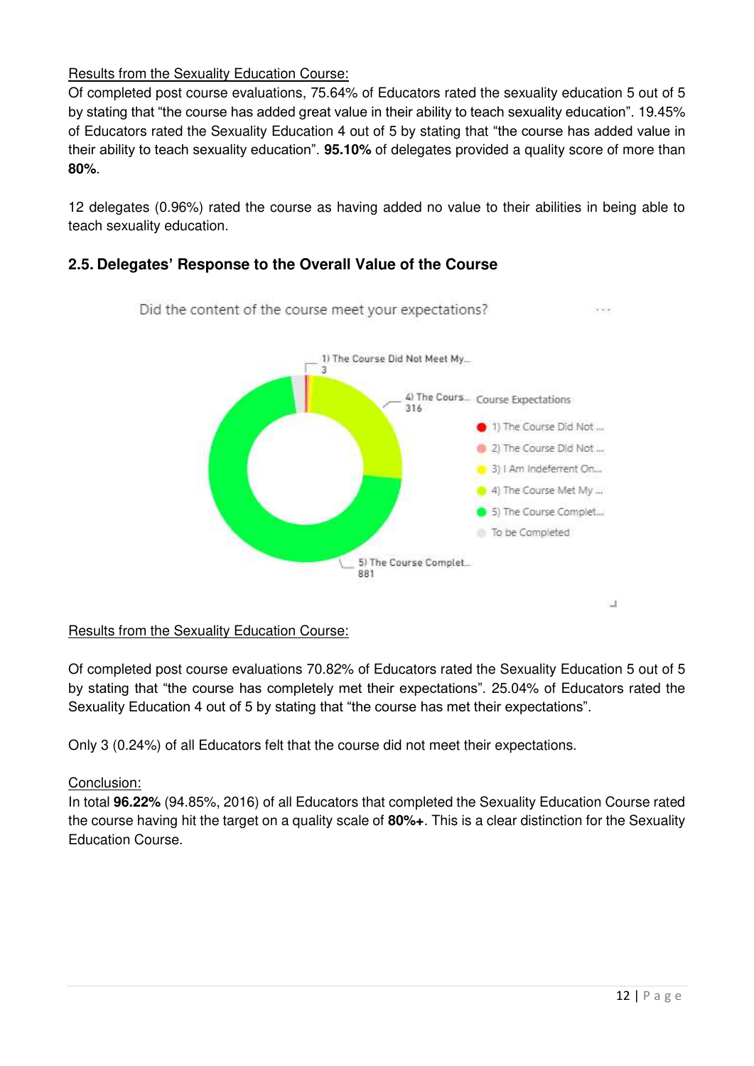<u>Results from the Sexuality Education Course:</u>

Of completed post course evaluations, 75.64% of Educators rated the sexuality education 5 out of 5 by stating that "the course has added great value in their ability to teach sexuality education". 19.45% of Educators rated the Sexuality Education 4 out of 5 by stating that "the course has added value in their ability to teach sexuality education". **95.10%** of delegates provided a quality score of more than **80%**.

12 delegates (0.96%) rated the course as having added no value to their abilities in being able to teach sexuality education.

### 2.5. Delegates' Response to the Overall Value of the Course

Did the content of the course meet your expectations?

Course Expectations

- 1) The Course Did Not ... — 3
- 2) The Course Did Not ...
- 3) I Am Indeferrent On...
- 4) The Course Met My ... — 316
- 5) The Course Complet... — 881
- To be Completed

<u>Results from the Sexuality Education Course:</u>

Of completed post course evaluations 70.82% of Educators rated the Sexuality Education 5 out of 5 by stating that "the course has completely met their expectations". 25.04% of Educators rated the Sexuality Education 4 out of 5 by stating that "the course has met their expectations".

Only 3 (0.24%) of all Educators felt that the course did not meet their expectations.

<u>Conclusion:</u>

In total **96.22%** (94.85%, 2016) of all Educators that completed the Sexuality Education Course rated the course having hit the target on a quality scale of **80%+**. This is a clear distinction for the Sexuality Education Course.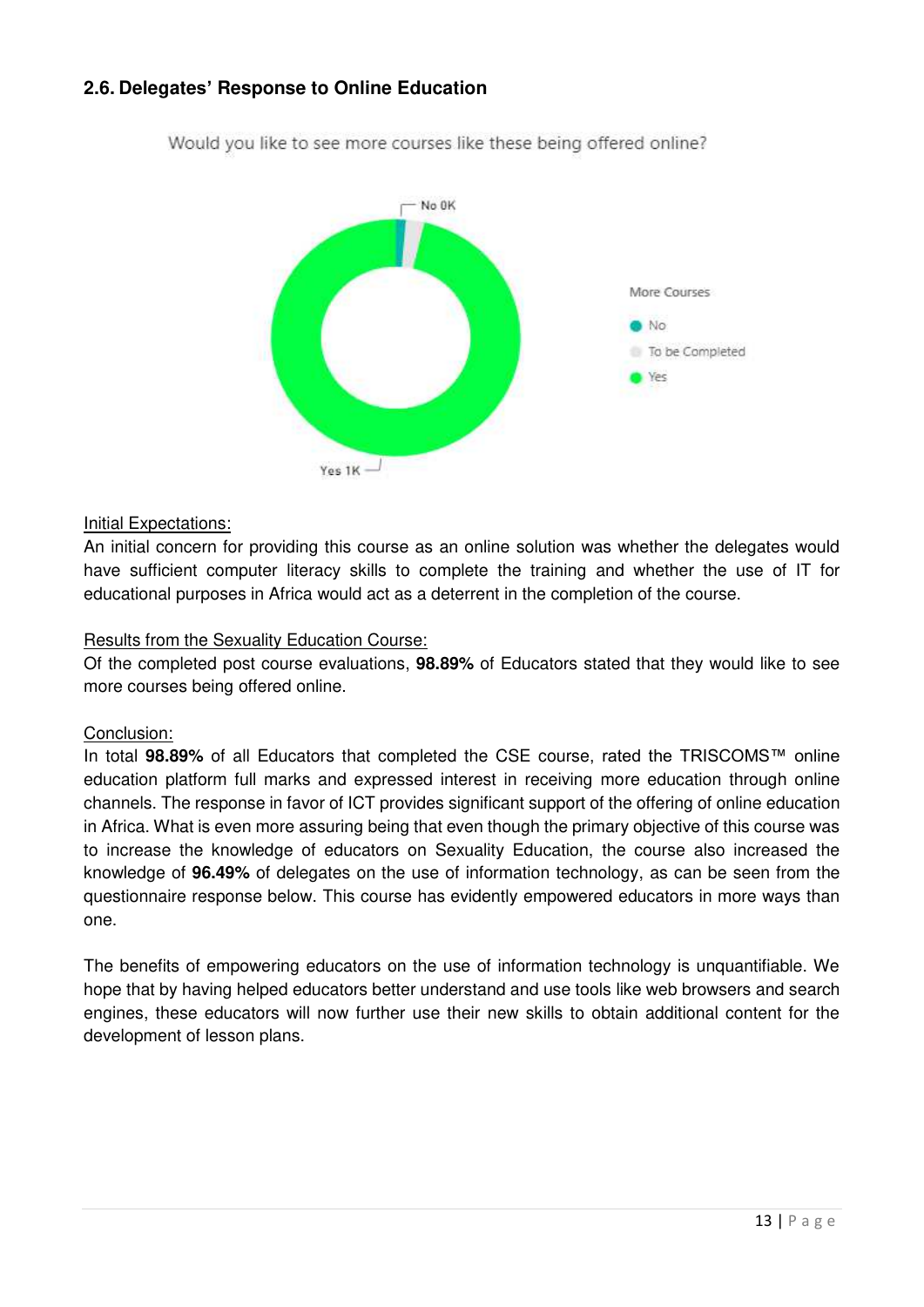### 2.6. Delegates' Response to Online Education

Would you like to see more courses like these being offered online?

No 0K

Yes 1K

More Courses

- No
- To be Completed
- Yes

Initial Expectations:

An initial concern for providing this course as an online solution was whether the delegates would have sufficient computer literacy skills to complete the training and whether the use of IT for educational purposes in Africa would act as a deterrent in the completion of the course.

Results from the Sexuality Education Course:

Of the completed post course evaluations, **98.89%** of Educators stated that they would like to see more courses being offered online.

Conclusion:

In total **98.89%** of all Educators that completed the CSE course, rated the TRISCOMS™ online education platform full marks and expressed interest in receiving more education through online channels. The response in favor of ICT provides significant support of the offering of online education in Africa. What is even more assuring being that even though the primary objective of this course was to increase the knowledge of educators on Sexuality Education, the course also increased the knowledge of **96.49%** of delegates on the use of information technology, as can be seen from the questionnaire response below. This course has evidently empowered educators in more ways than one.

The benefits of empowering educators on the use of information technology is unquantifiable. We hope that by having helped educators better understand and use tools like web browsers and search engines, these educators will now further use their new skills to obtain additional content for the development of lesson plans.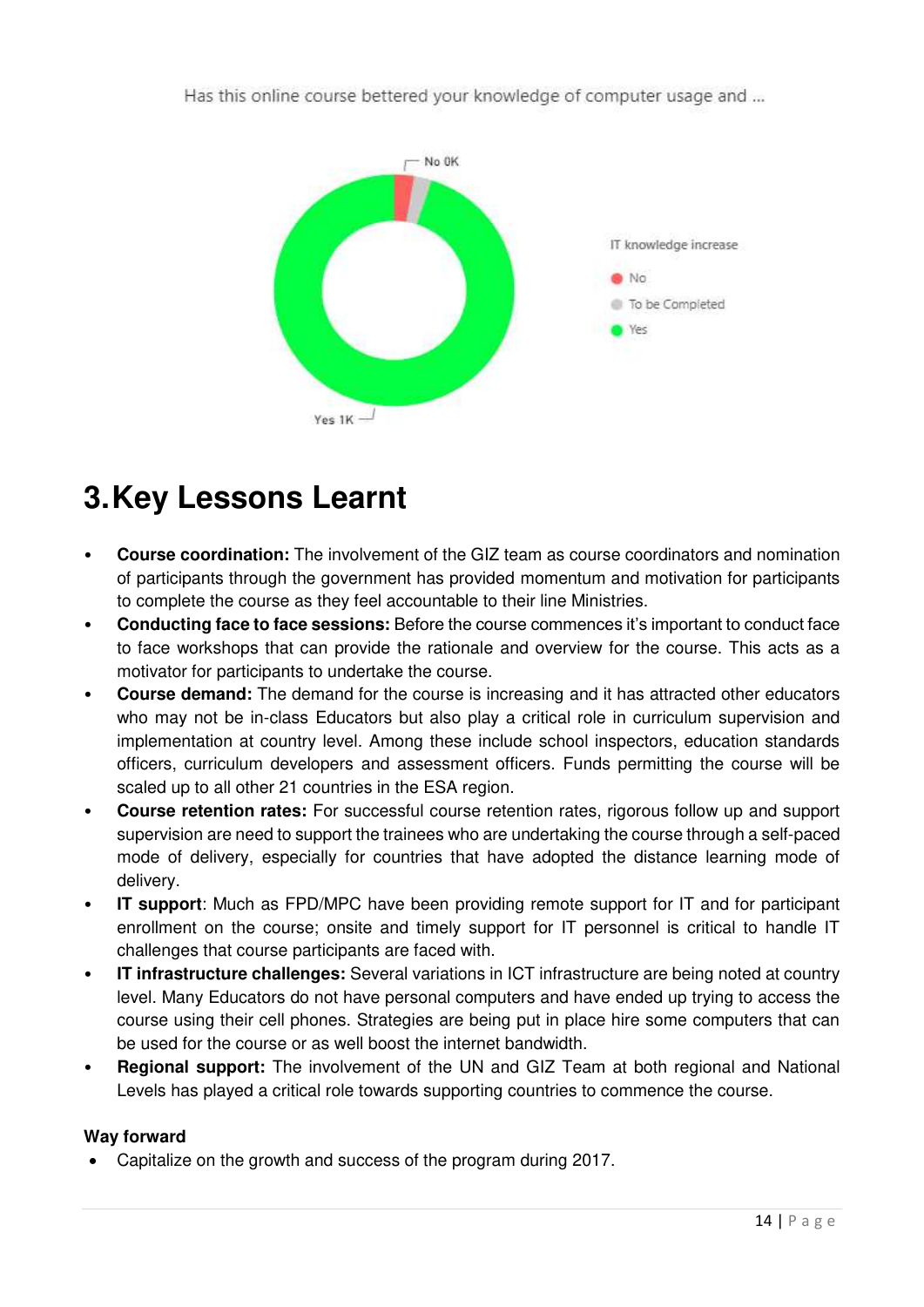Has this online course bettered your knowledge of computer usage and ...

IT knowledge increase

- No
- To be Completed
- Yes

No 0K

Yes 1K

# 3. Key Lessons Learnt

- **Course coordination:** The involvement of the GIZ team as course coordinators and nomination of participants through the government has provided momentum and motivation for participants to complete the course as they feel accountable to their line Ministries.
- **Conducting face to face sessions:** Before the course commences it's important to conduct face to face workshops that can provide the rationale and overview for the course. This acts as a motivator for participants to undertake the course.
- **Course demand:** The demand for the course is increasing and it has attracted other educators who may not be in-class Educators but also play a critical role in curriculum supervision and implementation at country level. Among these include school inspectors, education standards officers, curriculum developers and assessment officers. Funds permitting the course will be scaled up to all other 21 countries in the ESA region.
- **Course retention rates:** For successful course retention rates, rigorous follow up and support supervision are need to support the trainees who are undertaking the course through a self-paced mode of delivery, especially for countries that have adopted the distance learning mode of delivery.
- **IT support**: Much as FPD/MPC have been providing remote support for IT and for participant enrollment on the course; onsite and timely support for IT personnel is critical to handle IT challenges that course participants are faced with.
- **IT infrastructure challenges:** Several variations in ICT infrastructure are being noted at country level. Many Educators do not have personal computers and have ended up trying to access the course using their cell phones. Strategies are being put in place hire some computers that can be used for the course or as well boost the internet bandwidth.
- **Regional support:** The involvement of the UN and GIZ Team at both regional and National Levels has played a critical role towards supporting countries to commence the course.

**Way forward**

- Capitalize on the growth and success of the program during 2017.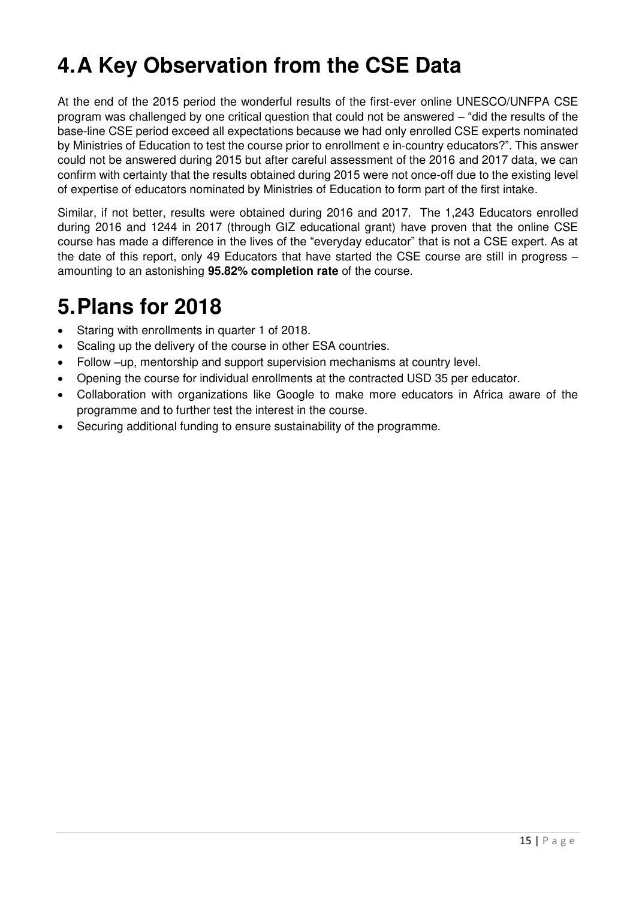# 4. A Key Observation from the CSE Data

At the end of the 2015 period the wonderful results of the first-ever online UNESCO/UNFPA CSE program was challenged by one critical question that could not be answered – "did the results of the base-line CSE period exceed all expectations because we had only enrolled CSE experts nominated by Ministries of Education to test the course prior to enrollment e in-country educators?". This answer could not be answered during 2015 but after careful assessment of the 2016 and 2017 data, we can confirm with certainty that the results obtained during 2015 were not once-off due to the existing level of expertise of educators nominated by Ministries of Education to form part of the first intake.

Similar, if not better, results were obtained during 2016 and 2017. The 1,243 Educators enrolled during 2016 and 1244 in 2017 (through GIZ educational grant) have proven that the online CSE course has made a difference in the lives of the "everyday educator" that is not a CSE expert. As at the date of this report, only 49 Educators that have started the CSE course are still in progress – amounting to an astonishing **95.82% completion rate** of the course.

# 5. Plans for 2018

- Staring with enrollments in quarter 1 of 2018.
- Scaling up the delivery of the course in other ESA countries.
- Follow –up, mentorship and support supervision mechanisms at country level.
- Opening the course for individual enrollments at the contracted USD 35 per educator.
- Collaboration with organizations like Google to make more educators in Africa aware of the programme and to further test the interest in the course.
- Securing additional funding to ensure sustainability of the programme.